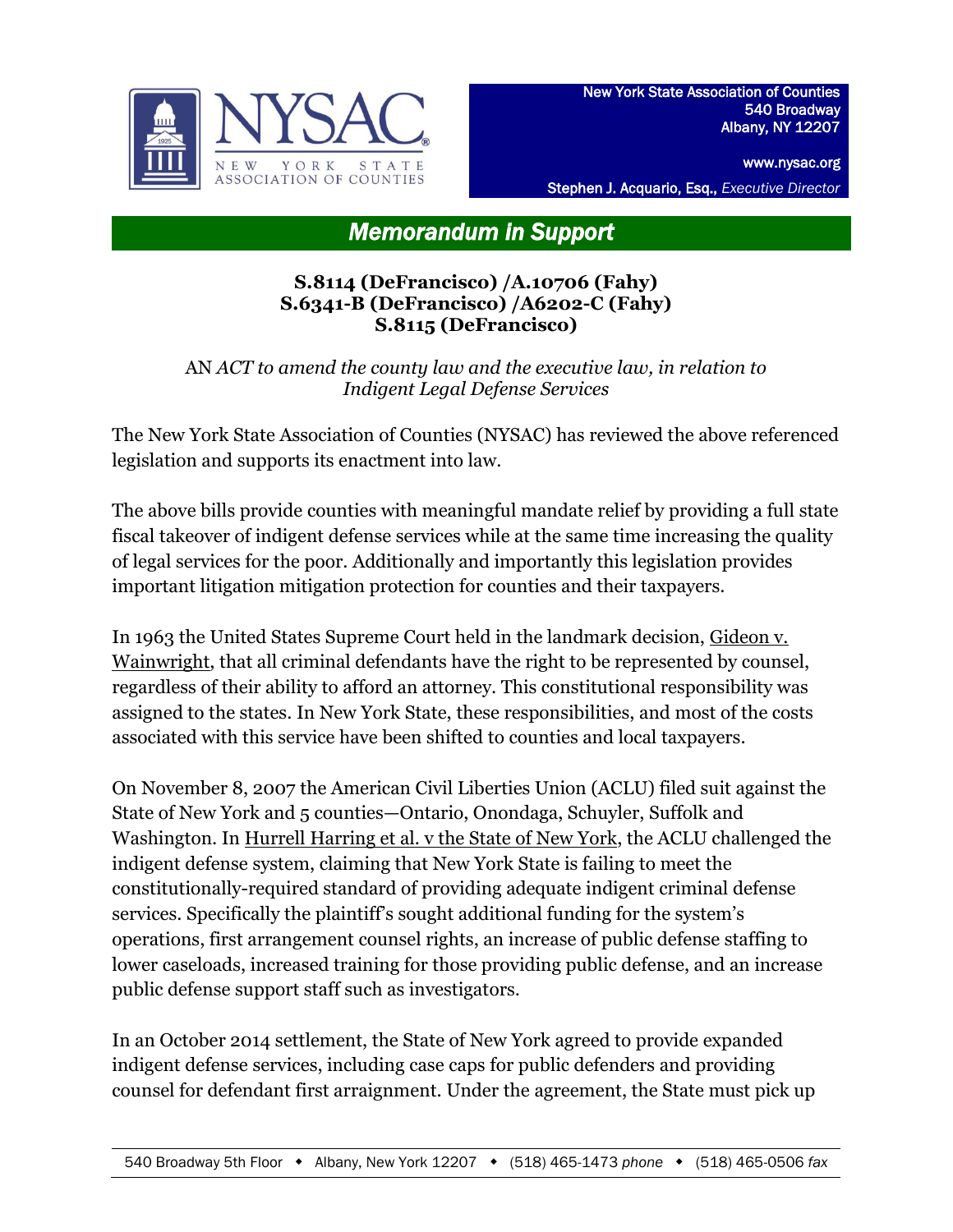New York State Association of Counties
540 Broadway
Albany, NY 12207

www.nysac.org

Stephen J. Acquario, Esq., *Executive Director*

# *Memorandum in Support*

**S.8114 (DeFrancisco) /A.10706 (Fahy)**
**S.6341-B (DeFrancisco) /A6202-C (Fahy)**
**S.8115 (DeFrancisco)**

AN *ACT to amend the county law and the executive law, in relation to Indigent Legal Defense Services*

The New York State Association of Counties (NYSAC) has reviewed the above referenced legislation and supports its enactment into law.

The above bills provide counties with meaningful mandate relief by providing a full state fiscal takeover of indigent defense services while at the same time increasing the quality of legal services for the poor. Additionally and importantly this legislation provides important litigation mitigation protection for counties and their taxpayers.

In 1963 the United States Supreme Court held in the landmark decision, Gideon v. Wainwright, that all criminal defendants have the right to be represented by counsel, regardless of their ability to afford an attorney. This constitutional responsibility was assigned to the states. In New York State, these responsibilities, and most of the costs associated with this service have been shifted to counties and local taxpayers.

On November 8, 2007 the American Civil Liberties Union (ACLU) filed suit against the State of New York and 5 counties—Ontario, Onondaga, Schuyler, Suffolk and Washington. In Hurrell Harring et al. v the State of New York, the ACLU challenged the indigent defense system, claiming that New York State is failing to meet the constitutionally-required standard of providing adequate indigent criminal defense services. Specifically the plaintiff's sought additional funding for the system's operations, first arrangement counsel rights, an increase of public defense staffing to lower caseloads, increased training for those providing public defense, and an increase public defense support staff such as investigators.

In an October 2014 settlement, the State of New York agreed to provide expanded indigent defense services, including case caps for public defenders and providing counsel for defendant first arraignment. Under the agreement, the State must pick up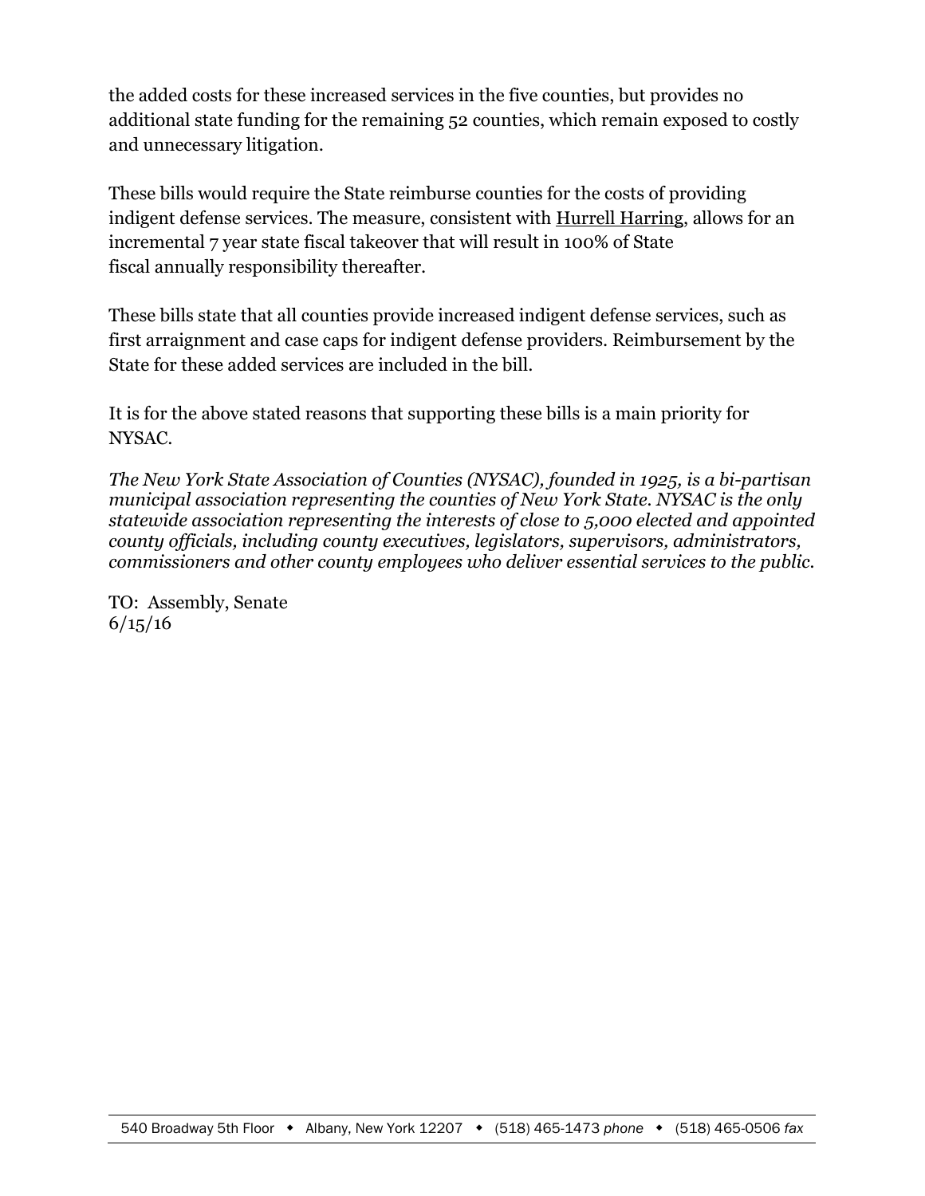the added costs for these increased services in the five counties, but provides no additional state funding for the remaining 52 counties, which remain exposed to costly and unnecessary litigation.

These bills would require the State reimburse counties for the costs of providing indigent defense services. The measure, consistent with Hurrell Harring, allows for an incremental 7 year state fiscal takeover that will result in 100% of State fiscal annually responsibility thereafter.

These bills state that all counties provide increased indigent defense services, such as first arraignment and case caps for indigent defense providers. Reimbursement by the State for these added services are included in the bill.

It is for the above stated reasons that supporting these bills is a main priority for NYSAC.

*The New York State Association of Counties (NYSAC), founded in 1925, is a bi-partisan municipal association representing the counties of New York State. NYSAC is the only statewide association representing the interests of close to 5,000 elected and appointed county officials, including county executives, legislators, supervisors, administrators, commissioners and other county employees who deliver essential services to the public.*

TO: Assembly, Senate
6/15/16